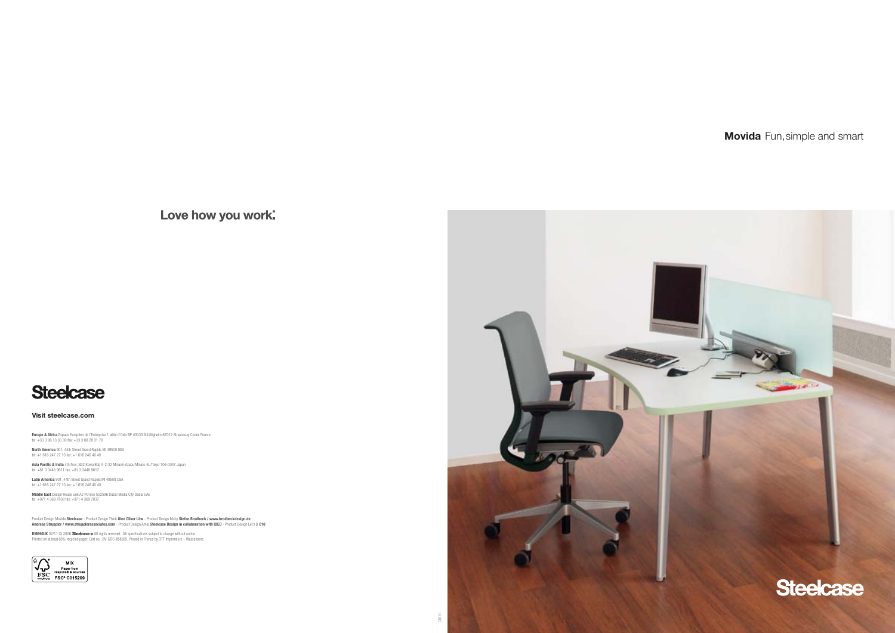**Movida** Fun, simple and smart

Love how you work.

Steelcase

**Visit steelcase.com**

**Europe & Africa** Espace Européen de l'Entreprise 1 allée d'Oslo BP 40033 Schiltigheim 67012 Strasbourg Cedex France
tel: +33 3 88 13 30 30 fax: +33 3 88 28 31 78

**North America** 901, 44th Street Grand Rapids MI 49508 USA
tel: +1 616 247 27 10 fax: +1 616 246 40 40

**Asia Pacific & India** 4th floor, N32 Kowa Bdg 5-2-32 Minami-Azabu Minato-Ku Tokyo 106-0047 Japan
tel: +81 3 3448 9611 fax: +81 3 3448 9617

**Latin America** 901, 44th Street Grand Rapids MI 49508 USA
tel: +1 616 247 27 10 fax: +1 616 246 40 40

**Middle East** Design House unit A2 PO Box 502596 Dubai Media City Dubai UAE
tel: +971 4 369 7838 fax: +971 4 369 7837

Product Design Movida **Steelcase** - Product Design Think **Glen Oliver Löw** - Product Design Moby **Stefan Brodbeck / www.brodbeckdesign.de**
**Andreas Struppler / www.strupplerassociates.com** - Product Design Amia **Steelcase Design in collaboration with IDEO** - Product Design Let's B **C10**

**DM690UK** 02/11 © 2006 **Steelcase** ® All rights reserved. All specifications subject to change without notice.
Printed on at least 60% recycled paper. Cert no. BV-COC-858659. Printed in France by OTT Imprimeurs – Wasselonne.

FSC MIX Paper from responsible sources FSC® C015209

Steelcase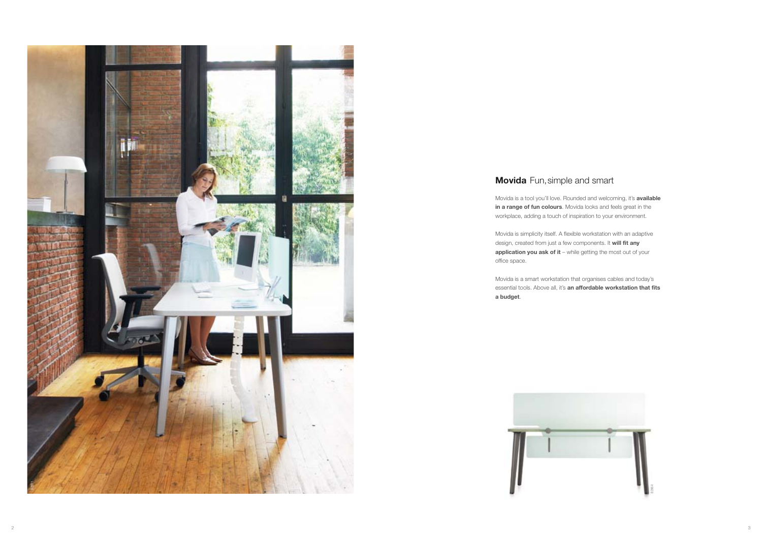## **Movida** Fun, simple and smart

Movida is a tool you'll love. Rounded and welcoming, it's **available in a range of fun colours**. Movida looks and feels great in the workplace, adding a touch of inspiration to your environment.

Movida is simplicity itself. A flexible workstation with an adaptive design, created from just a few components. It **will fit any application you ask of it** – while getting the most out of your office space.

Movida is a smart workstation that organises cables and today's essential tools. Above all, it's **an affordable workstation that fits a budget**.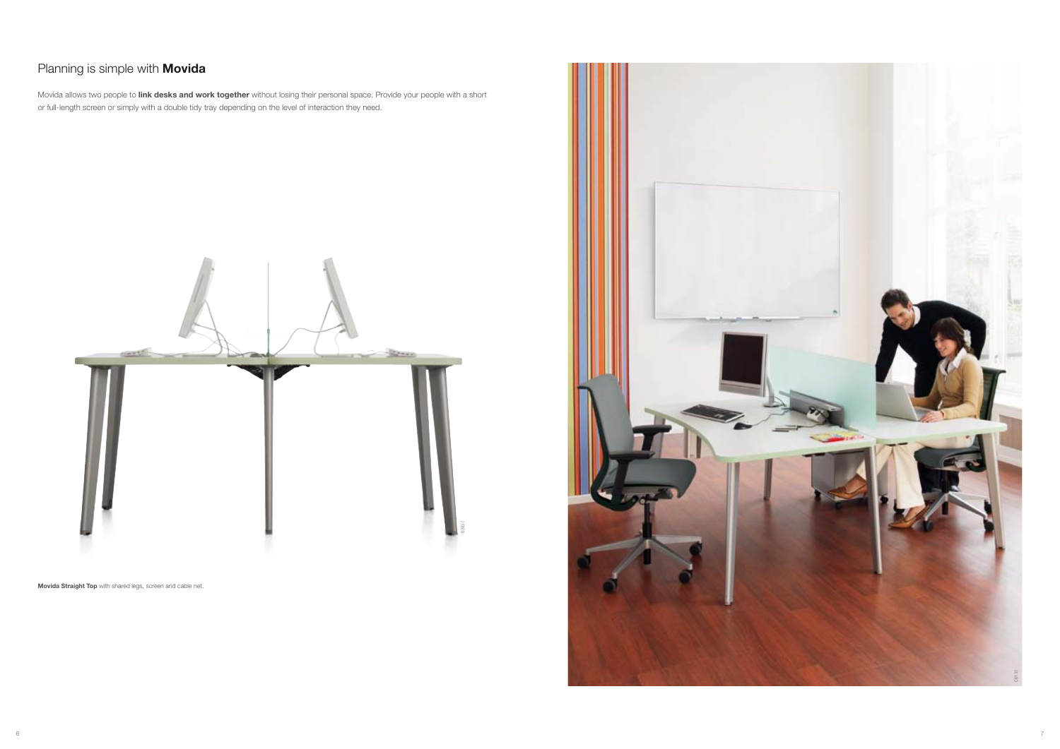## Planning is simple with **Movida**

Movida allows two people to **link desks and work together** without losing their personal space. Provide your people with a short or full-length screen or simply with a double tidy tray depending on the level of interaction they need.

**Movida Straight Top** with shared legs, screen and cable net.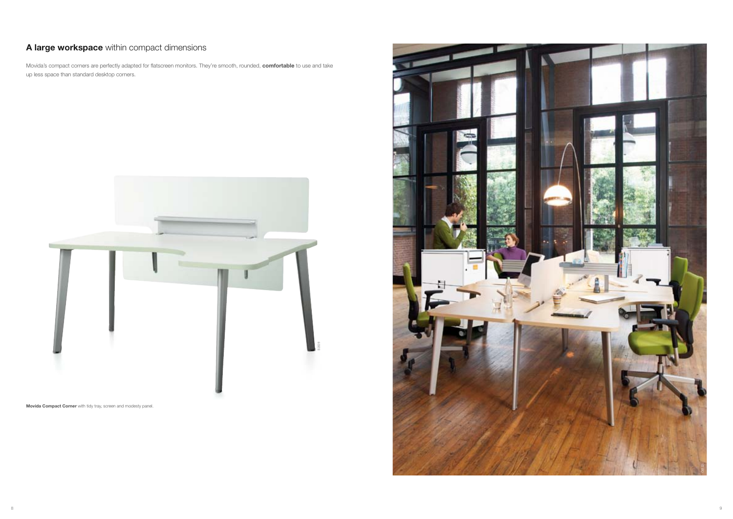## **A large workspace** within compact dimensions

Movida's compact corners are perfectly adapted for flatscreen monitors. They're smooth, rounded, **comfortable** to use and take up less space than standard desktop corners.

**Movida Compact Corner** with tidy tray, screen and modesty panel.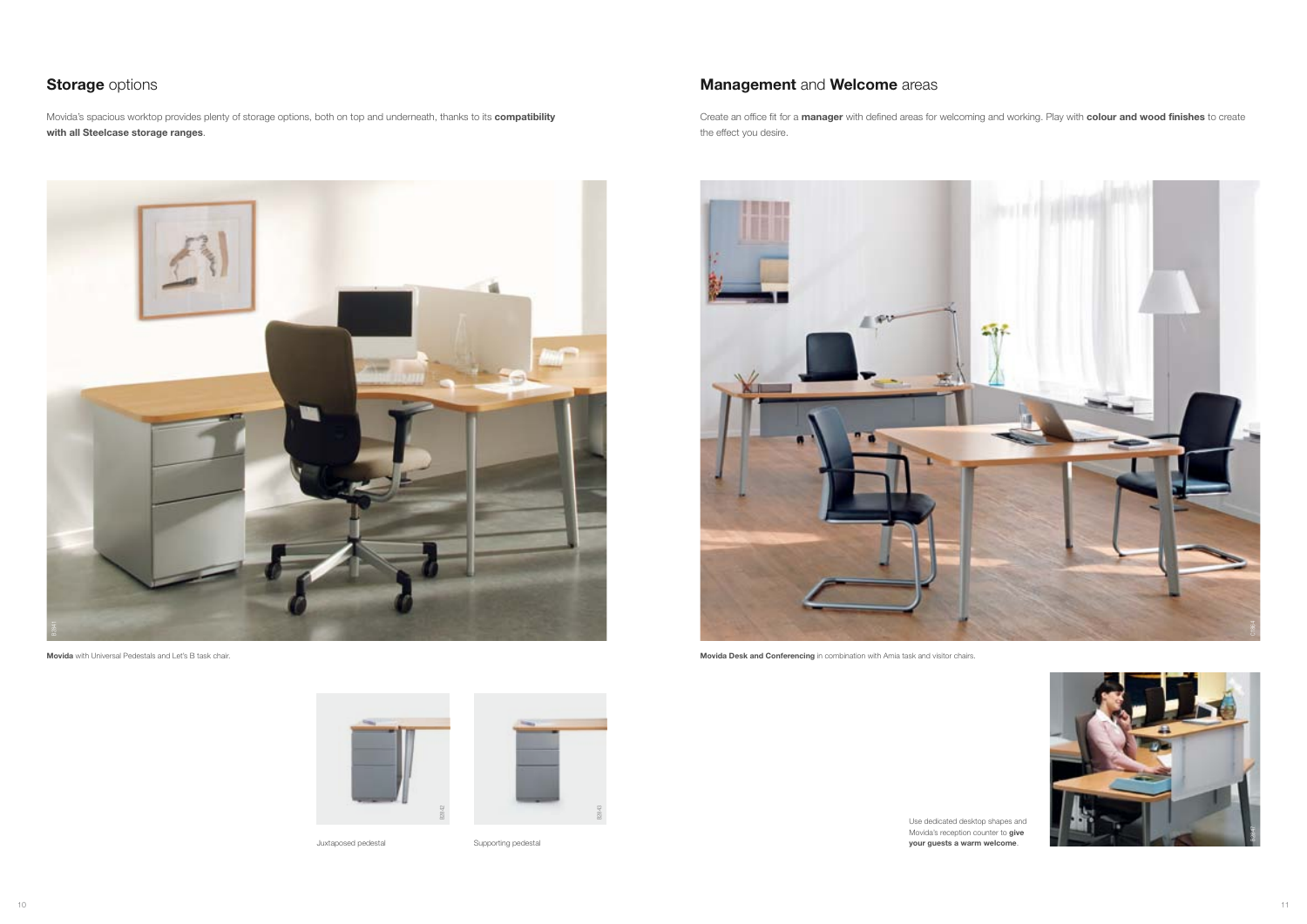## **Storage** options

Movida's spacious worktop provides plenty of storage options, both on top and underneath, thanks to its **compatibility with all Steelcase storage ranges**.

**Movida** with Universal Pedestals and Let's B task chair.

Juxtaposed pedestal

Supporting pedestal

## **Management** and **Welcome** areas

Create an office fit for a **manager** with defined areas for welcoming and working. Play with **colour and wood finishes** to create the effect you desire.

**Movida Desk and Conferencing** in combination with Amia task and visitor chairs.

Use dedicated desktop shapes and Movida's reception counter to **give your guests a warm welcome**.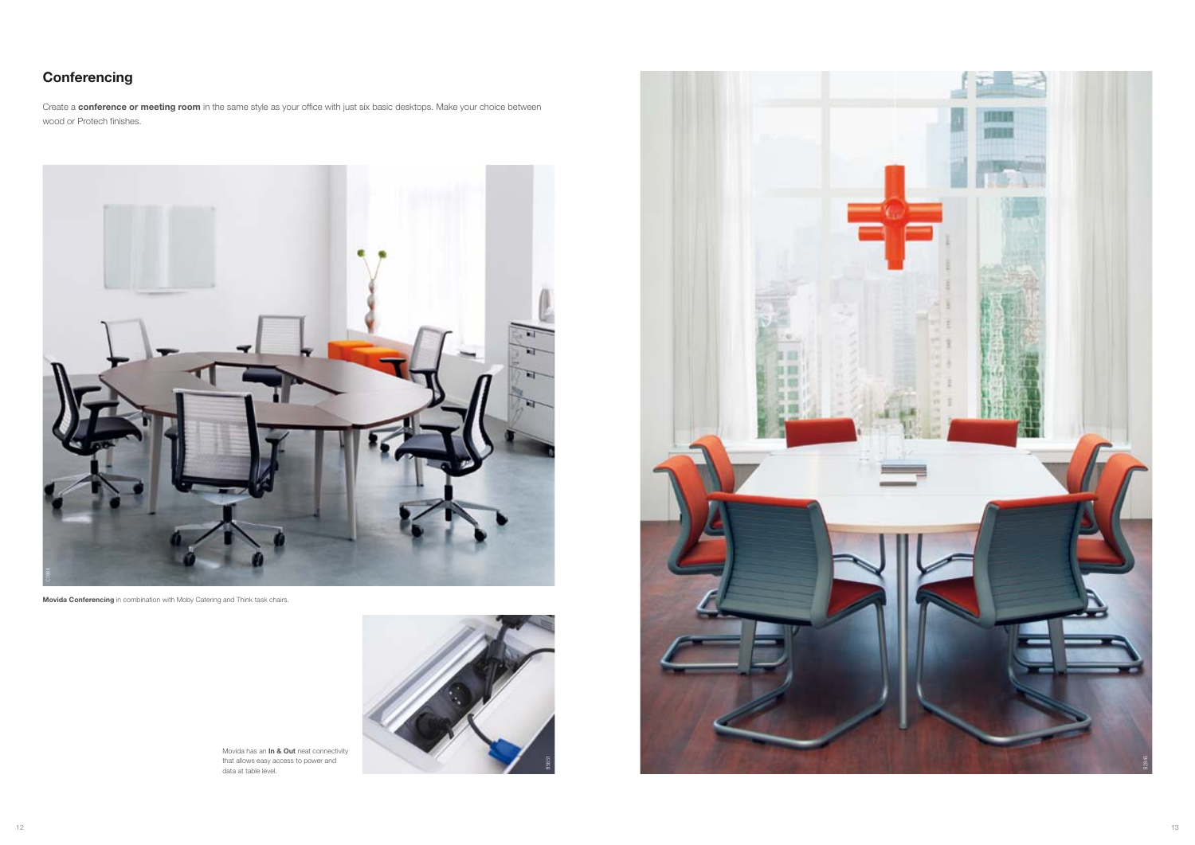## Conferencing

Create a **conference or meeting room** in the same style as your office with just six basic desktops. Make your choice between wood or Protech finishes.

**Movida Conferencing** in combination with Moby Catering and Think task chairs.

Movida has an **In & Out** neat connectivity that allows easy access to power and data at table level.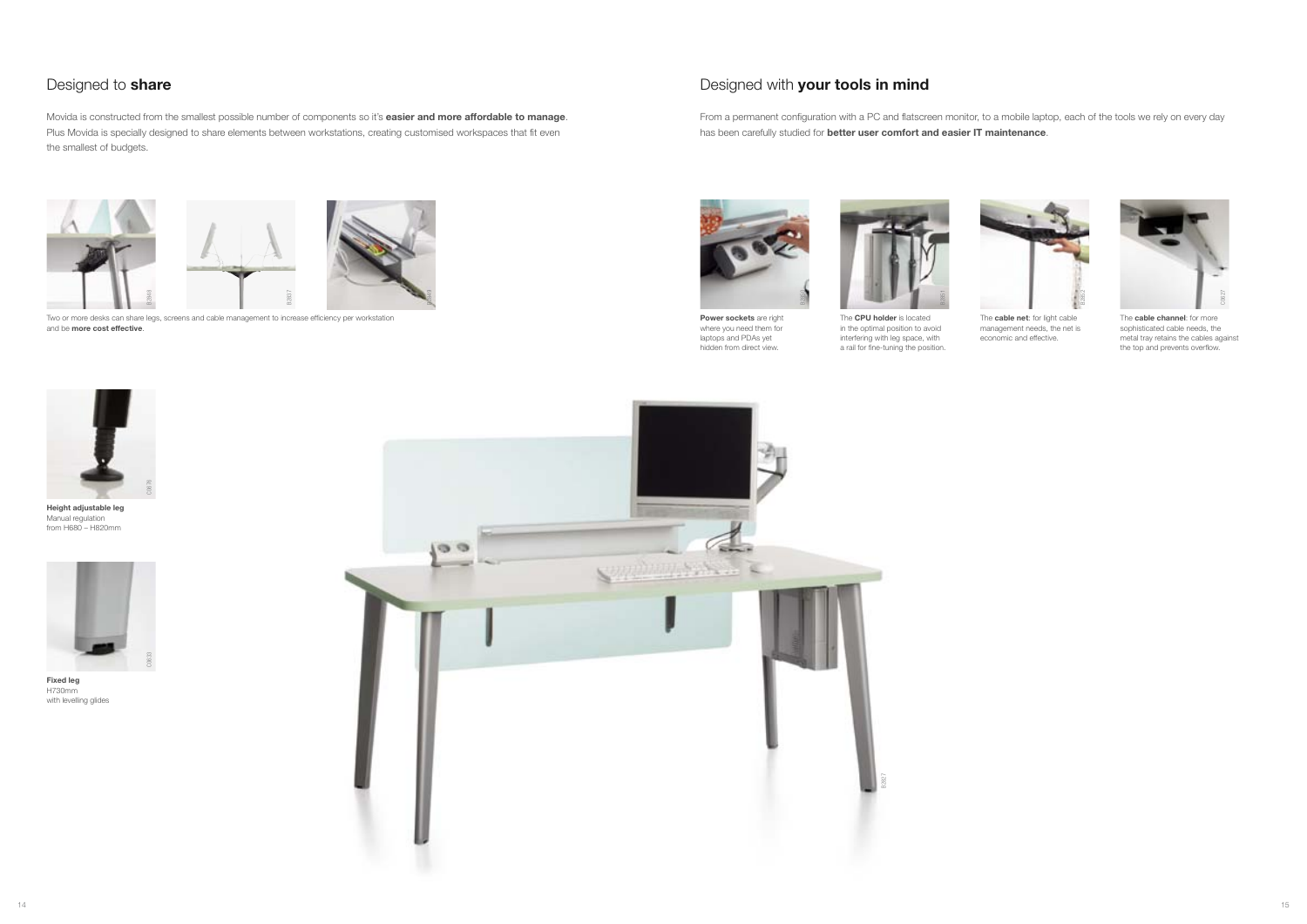## Designed to **share**

Movida is constructed from the smallest possible number of components so it's **easier and more affordable to manage**. Plus Movida is specially designed to share elements between workstations, creating customised workspaces that fit even the smallest of budgets.

Two or more desks can share legs, screens and cable management to increase efficiency per workstation and be **more cost effective**.

**Height adjustable leg**
Manual regulation
from H680 – H820mm

**Fixed leg**
H730mm
with levelling glides

## Designed with **your tools in mind**

From a permanent configuration with a PC and flatscreen monitor, to a mobile laptop, each of the tools we rely on every day has been carefully studied for **better user comfort and easier IT maintenance**.

**Power sockets** are right where you need them for laptops and PDAs yet hidden from direct view.

The **CPU holder** is located in the optimal position to avoid interfering with leg space, with a rail for fine-tuning the position.

The **cable net**: for light cable management needs, the net is economic and effective.

The **cable channel**: for more sophisticated cable needs, the metal tray retains the cables against the top and prevents overflow.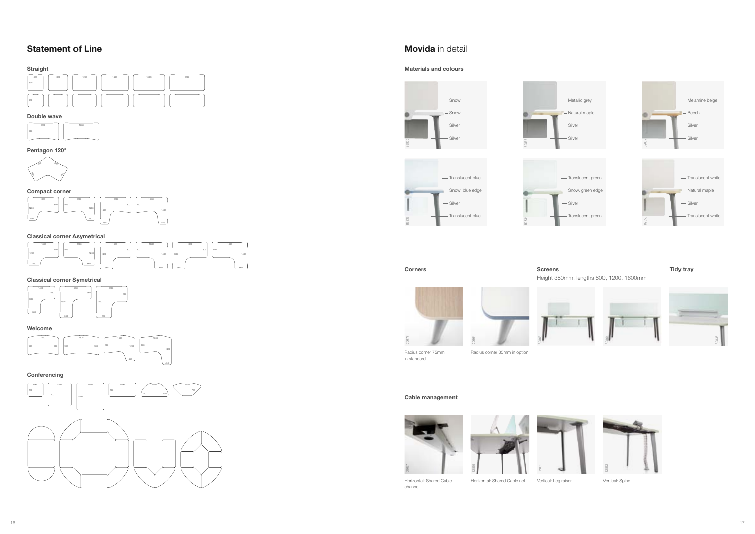## Statement of Line

### Straight

### Double wave

### Pentagon 120°

### Compact corner

### Classical corner Asymetrical

### Classical corner Symetrical

### Welcome

### Conferencing

## **Movida** in detail

### Materials and colours

- Snow
- Snow
- Silver
- Silver

- Metallic grey
- Natural maple
- Silver
- Silver

- Melamine beige
- Beech
- Silver
- Silver

- Translucent blue
- Snow, blue edge
- Silver
- Translucent blue

- Translucent green
- Snow, green edge
- Silver
- Translucent green

- Translucent white
- Natural maple
- Silver
- Translucent white

### Corners

Radius corner 75mm in standard

Radius corner 35mm in option

### Screens

Height 380mm, lengths 800, 1200, 1600mm

### Tidy tray

### Cable management

Horizontal: Shared Cable channel

Horizontal: Shared Cable net

Vertical: Leg raiser

Vertical: Spine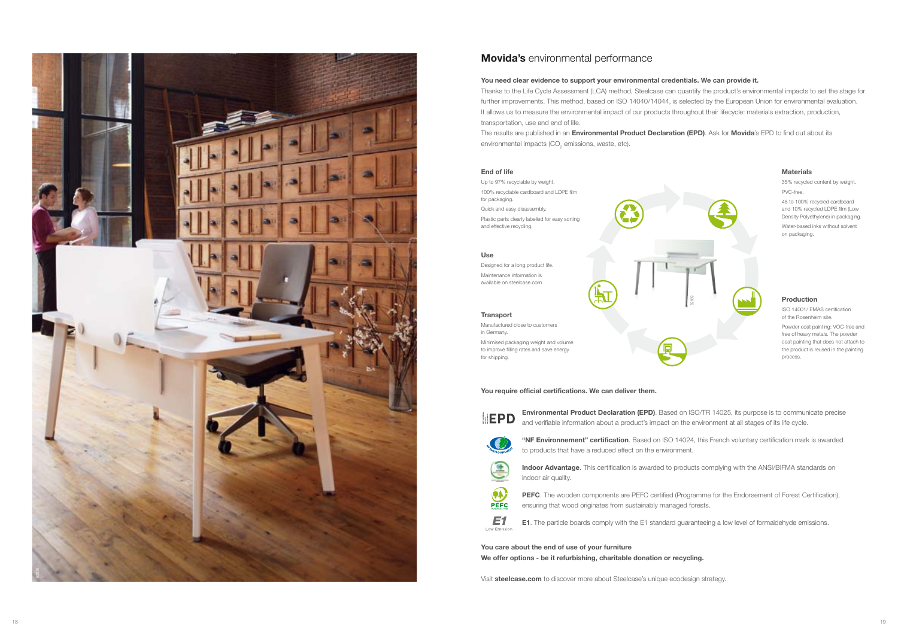## **Movida's** environmental performance

**You need clear evidence to support your environmental credentials. We can provide it.**

Thanks to the Life Cycle Assessment (LCA) method, Steelcase can quantify the product's environmental impacts to set the stage for further improvements. This method, based on ISO 14040/14044, is selected by the European Union for environmental evaluation. It allows us to measure the environmental impact of our products throughout their lifecycle: materials extraction, production, transportation, use and end of life.

The results are published in an **Environmental Product Declaration (EPD)**. Ask for **Movida**'s EPD to find out about its environmental impacts ($CO_2$ emissions, waste, etc).

### End of life

Up to 97% recyclable by weight.

100% recyclable cardboard and LDPE film for packaging.

Quick and easy disassembly.

Plastic parts clearly labelled for easy sorting and effective recycling.

### Use

Designed for a long product life.

Maintenance information is available on steelcase.com

### Transport

Manufactured close to customers in Germany.

Minimised packaging weight and volume to improve filling rates and save energy for shipping.

### Materials

35% recycled content by weight.

PVC-free.

45 to 100% recycled cardboard and 10% recycled LDPE film (Low Density Polyethylene) in packaging.

Water-based inks without solvent on packaging.

### Production

ISO 14001/ EMAS certification of the Rosenheim site.

Powder coat painting: VOC-free and free of heavy metals. The powder coat painting that does not attach to the product is reused in the painting process.

**You require official certifications. We can deliver them.**

EPD

**Environmental Product Declaration (EPD)**. Based on ISO/TR 14025, its purpose is to communicate precise and verifiable information about a product's impact on the environment at all stages of its life cycle.

**"NF Environnement" certification**. Based on ISO 14024, this French voluntary certification mark is awarded to products that have a reduced effect on the environment.

**Indoor Advantage**. This certification is awarded to products complying with the ANSI/BIFMA standards on indoor air quality.

PEFC

**PEFC**. The wooden components are PEFC certified (Programme for the Endorsement of Forest Certification), ensuring that wood originates from sustainably managed forests.

E1
Low Emission

**E1**. The particle boards comply with the E1 standard guaranteeing a low level of formaldehyde emissions.

**You care about the end of use of your furniture**
**We offer options - be it refurbishing, charitable donation or recycling.**

Visit **steelcase.com** to discover more about Steelcase's unique ecodesign strategy.